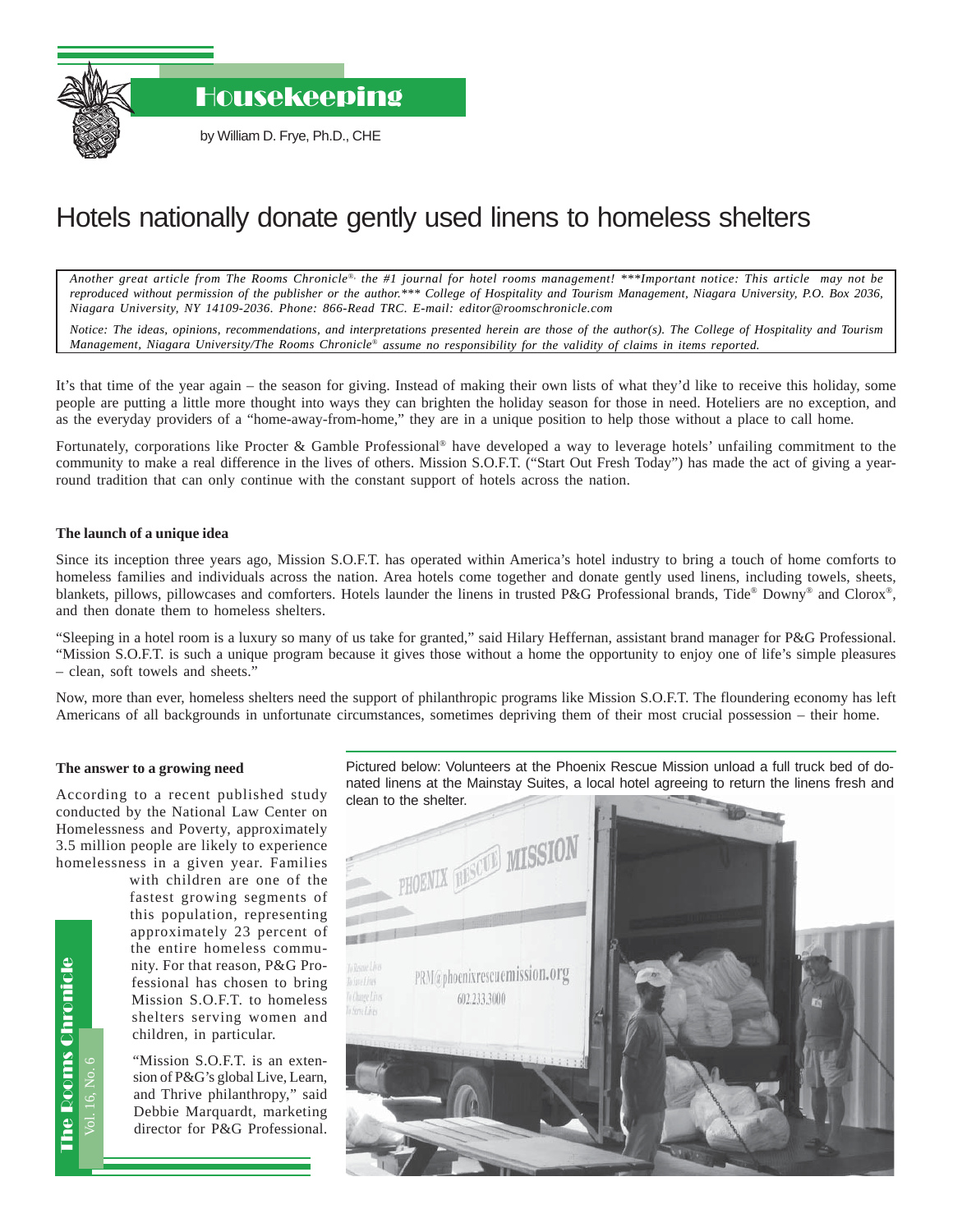# Housekeeping

by William D. Frye, Ph.D., CHE

## Hotels nationally donate gently used linens to homeless shelters

*Another great article from The Rooms Chronicle®, the #1 journal for hotel rooms management! \*\*\*Important notice: This article may not be reproduced without permission of the publisher or the author.\*\*\* College of Hospitality and Tourism Management, Niagara University, P.O. Box 2036, Niagara University, NY 14109-2036. Phone: 866-Read TRC. E-mail: editor@roomschronicle.com*

*Notice: The ideas, opinions, recommendations, and interpretations presented herein are those of the author(s). The College of Hospitality and Tourism Management, Niagara University/The Rooms Chronicle® assume no responsibility for the validity of claims in items reported.*

It's that time of the year again – the season for giving. Instead of making their own lists of what they'd like to receive this holiday, some people are putting a little more thought into ways they can brighten the holiday season for those in need. Hoteliers are no exception, and as the everyday providers of a "home-away-from-home," they are in a unique position to help those without a place to call home.

Fortunately, corporations like Procter & Gamble Professional® have developed a way to leverage hotels' unfailing commitment to the community to make a real difference in the lives of others. Mission S.O.F.T. ("Start Out Fresh Today") has made the act of giving a year-round tradition that can only continue with the constant support of hotels across the nation.

**The launch of a unique idea**

Since its inception three years ago, Mission S.O.F.T. has operated within America's hotel industry to bring a touch of home comforts to homeless families and individuals across the nation. Area hotels come together and donate gently used linens, including towels, sheets, blankets, pillows, pillowcases and comforters. Hotels launder the linens in trusted P&G Professional brands, Tide® Downy® and Clorox®, and then donate them to homeless shelters.

"Sleeping in a hotel room is a luxury so many of us take for granted," said Hilary Heffernan, assistant brand manager for P&G Professional. "Mission S.O.F.T. is such a unique program because it gives those without a home the opportunity to enjoy one of life's simple pleasures – clean, soft towels and sheets."

Now, more than ever, homeless shelters need the support of philanthropic programs like Mission S.O.F.T. The floundering economy has left Americans of all backgrounds in unfortunate circumstances, sometimes depriving them of their most crucial possession – their home.

**The answer to a growing need**

According to a recent published study conducted by the National Law Center on Homelessness and Poverty, approximately 3.5 million people are likely to experience homelessness in a given year. Families with children are one of the fastest growing segments of this population, representing approximately 23 percent of the entire homeless community. For that reason, P&G Professional has chosen to bring Mission S.O.F.T. to homeless shelters serving women and children, in particular.

"Mission S.O.F.T. is an extension of P&G's global Live, Learn, and Thrive philanthropy," said Debbie Marquardt, marketing director for P&G Professional.

Pictured below: Volunteers at the Phoenix Rescue Mission unload a full truck bed of donated linens at the Mainstay Suites, a local hotel agreeing to return the linens fresh and clean to the shelter.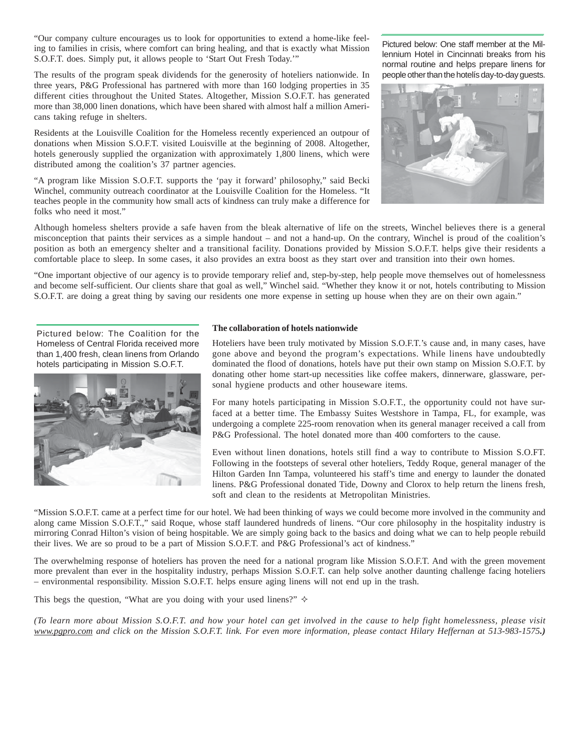"Our company culture encourages us to look for opportunities to extend a home-like feeling to families in crisis, where comfort can bring healing, and that is exactly what Mission S.O.F.T. does. Simply put, it allows people to 'Start Out Fresh Today.'"

The results of the program speak dividends for the generosity of hoteliers nationwide. In three years, P&G Professional has partnered with more than 160 lodging properties in 35 different cities throughout the United States. Altogether, Mission S.O.F.T. has generated more than 38,000 linen donations, which have been shared with almost half a million Americans taking refuge in shelters.

Residents at the Louisville Coalition for the Homeless recently experienced an outpour of donations when Mission S.O.F.T. visited Louisville at the beginning of 2008. Altogether, hotels generously supplied the organization with approximately 1,800 linens, which were distributed among the coalition's 37 partner agencies.

"A program like Mission S.O.F.T. supports the 'pay it forward' philosophy," said Becki Winchel, community outreach coordinator at the Louisville Coalition for the Homeless. "It teaches people in the community how small acts of kindness can truly make a difference for folks who need it most."

Pictured below: One staff member at the Millennium Hotel in Cincinnati breaks from his normal routine and helps prepare linens for people other than the hotelís day-to-day guests.

Although homeless shelters provide a safe haven from the bleak alternative of life on the streets, Winchel believes there is a general misconception that paints their services as a simple handout – and not a hand-up. On the contrary, Winchel is proud of the coalition's position as both an emergency shelter and a transitional facility. Donations provided by Mission S.O.F.T. helps give their residents a comfortable place to sleep. In some cases, it also provides an extra boost as they start over and transition into their own homes.

"One important objective of our agency is to provide temporary relief and, step-by-step, help people move themselves out of homelessness and become self-sufficient. Our clients share that goal as well," Winchel said. "Whether they know it or not, hotels contributing to Mission S.O.F.T. are doing a great thing by saving our residents one more expense in setting up house when they are on their own again."

Pictured below: The Coalition for the Homeless of Central Florida received more than 1,400 fresh, clean linens from Orlando hotels participating in Mission S.O.F.T.

**The collaboration of hotels nationwide**

Hoteliers have been truly motivated by Mission S.O.F.T.'s cause and, in many cases, have gone above and beyond the program's expectations. While linens have undoubtedly dominated the flood of donations, hotels have put their own stamp on Mission S.O.F.T. by donating other home start-up necessities like coffee makers, dinnerware, glassware, personal hygiene products and other houseware items.

For many hotels participating in Mission S.O.F.T., the opportunity could not have surfaced at a better time. The Embassy Suites Westshore in Tampa, FL, for example, was undergoing a complete 225-room renovation when its general manager received a call from P&G Professional. The hotel donated more than 400 comforters to the cause.

Even without linen donations, hotels still find a way to contribute to Mission S.O.FT. Following in the footsteps of several other hoteliers, Teddy Roque, general manager of the Hilton Garden Inn Tampa, volunteered his staff's time and energy to launder the donated linens. P&G Professional donated Tide, Downy and Clorox to help return the linens fresh, soft and clean to the residents at Metropolitan Ministries.

"Mission S.O.F.T. came at a perfect time for our hotel. We had been thinking of ways we could become more involved in the community and along came Mission S.O.F.T.," said Roque, whose staff laundered hundreds of linens. "Our core philosophy in the hospitality industry is mirroring Conrad Hilton's vision of being hospitable. We are simply going back to the basics and doing what we can to help people rebuild their lives. We are so proud to be a part of Mission S.O.F.T. and P&G Professional's act of kindness."

The overwhelming response of hoteliers has proven the need for a national program like Mission S.O.F.T. And with the green movement more prevalent than ever in the hospitality industry, perhaps Mission S.O.F.T. can help solve another daunting challenge facing hoteliers – environmental responsibility. Mission S.O.F.T. helps ensure aging linens will not end up in the trash.

This begs the question, "What are you doing with your used linens?" ✧

*(To learn more about Mission S.O.F.T. and how your hotel can get involved in the cause to help fight homelessness, please visit www.pgpro.com and click on the Mission S.O.F.T. link. For even more information, please contact Hilary Heffernan at 513-983-1575.)*